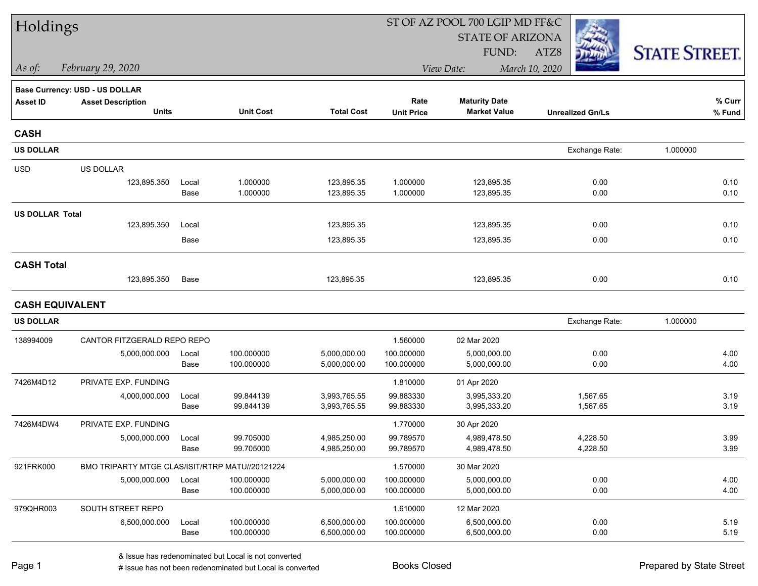# Holdings

ST OF AZ POOL 700 LGIP MD FF&C
STATE OF ARIZONA
FUND: ATZ8

*As of: February 29, 2020*

*View Date: March 10, 2020*

STATE STREET.

**Base Currency: USD - US DOLLAR**

| Asset ID | Asset Description / Units | | Unit Cost | Total Cost | Rate / Unit Price | Maturity Date / Market Value | Unrealized Gn/Ls | % Curr / % Fund |
|---|---|---|---|---|---|---|---|---|
| **CASH** | | | | | | | | |
| **US DOLLAR** | | | | | | | Exchange Rate: | 1.000000 |
| USD | US DOLLAR | | | | | | | |
| | 123,895.350 | Local | 1.000000 | 123,895.35 | 1.000000 | 123,895.35 | 0.00 | 0.10 |
| | | Base | 1.000000 | 123,895.35 | 1.000000 | 123,895.35 | 0.00 | 0.10 |
| **US DOLLAR Total** | | | | | | | | |
| | 123,895.350 | Local | | 123,895.35 | | 123,895.35 | 0.00 | 0.10 |
| | | Base | | 123,895.35 | | 123,895.35 | 0.00 | 0.10 |
| **CASH Total** | | | | | | | | |
| | 123,895.350 | Base | | 123,895.35 | | 123,895.35 | 0.00 | 0.10 |
| **CASH EQUIVALENT** | | | | | | | | |
| **US DOLLAR** | | | | | | | Exchange Rate: | 1.000000 |
| 138994009 | CANTOR FITZGERALD REPO REPO | | | | 1.560000 | 02 Mar 2020 | | |
| | 5,000,000.000 | Local | 100.000000 | 5,000,000.00 | 100.000000 | 5,000,000.00 | 0.00 | 4.00 |
| | | Base | 100.000000 | 5,000,000.00 | 100.000000 | 5,000,000.00 | 0.00 | 4.00 |
| 7426M4D12 | PRIVATE EXP. FUNDING | | | | 1.810000 | 01 Apr 2020 | | |
| | 4,000,000.000 | Local | 99.844139 | 3,993,765.55 | 99.883330 | 3,995,333.20 | 1,567.65 | 3.19 |
| | | Base | 99.844139 | 3,993,765.55 | 99.883330 | 3,995,333.20 | 1,567.65 | 3.19 |
| 7426M4DW4 | PRIVATE EXP. FUNDING | | | | 1.770000 | 30 Apr 2020 | | |
| | 5,000,000.000 | Local | 99.705000 | 4,985,250.00 | 99.789570 | 4,989,478.50 | 4,228.50 | 3.99 |
| | | Base | 99.705000 | 4,985,250.00 | 99.789570 | 4,989,478.50 | 4,228.50 | 3.99 |
| 921FRK000 | BMO TRIPARTY MTGE CLAS/ISIT/RTRP MATU//20121224 | | | | 1.570000 | 30 Mar 2020 | | |
| | 5,000,000.000 | Local | 100.000000 | 5,000,000.00 | 100.000000 | 5,000,000.00 | 0.00 | 4.00 |
| | | Base | 100.000000 | 5,000,000.00 | 100.000000 | 5,000,000.00 | 0.00 | 4.00 |
| 979QHR003 | SOUTH STREET REPO | | | | 1.610000 | 12 Mar 2020 | | |
| | 6,500,000.000 | Local | 100.000000 | 6,500,000.00 | 100.000000 | 6,500,000.00 | 0.00 | 5.19 |
| | | Base | 100.000000 | 6,500,000.00 | 100.000000 | 6,500,000.00 | 0.00 | 5.19 |

& Issue has redenominated but Local is not converted

# Issue has not been redenominated but Local is converted

Books Closed

Prepared by State Street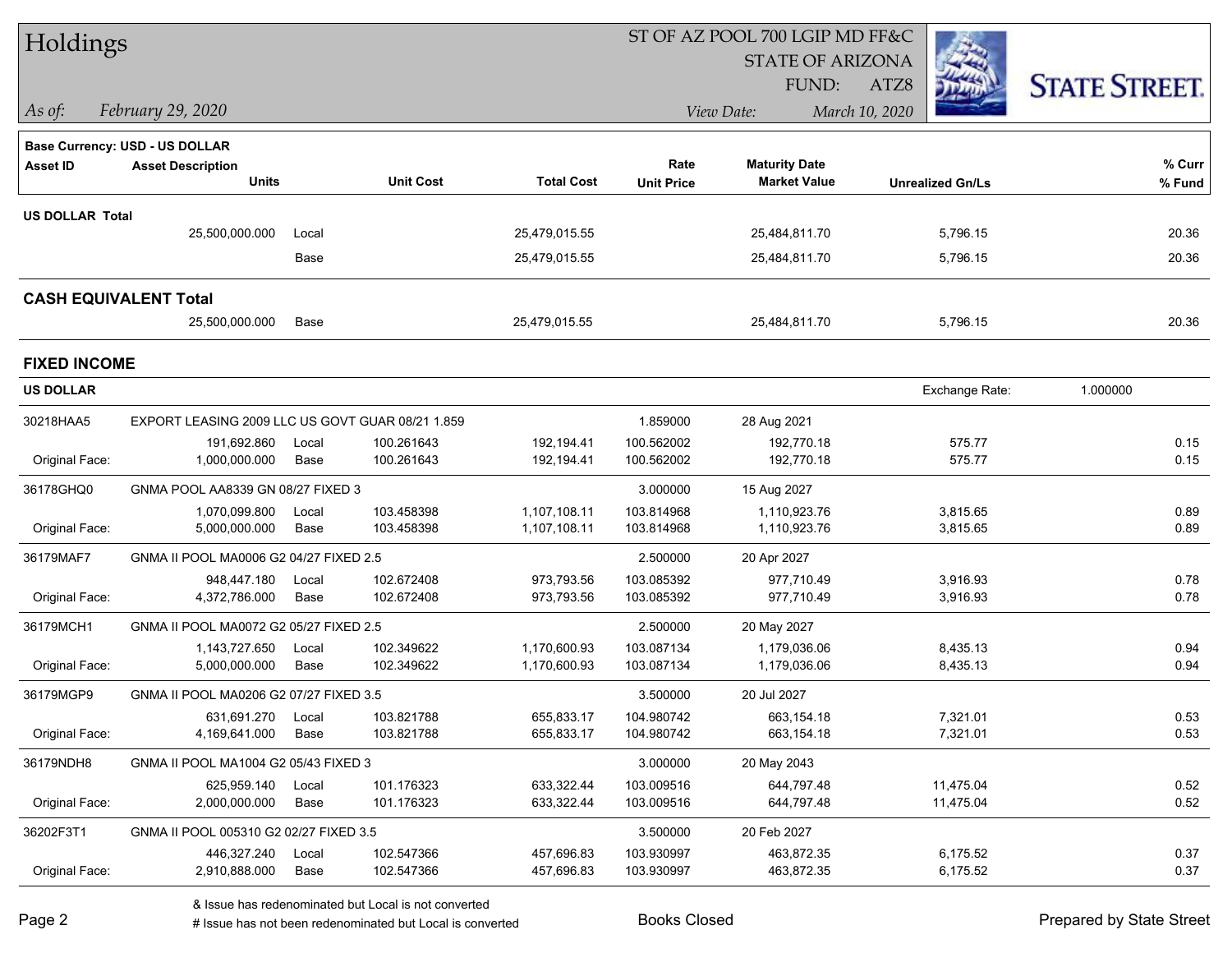# Holdings

ST OF AZ POOL 700 LGIP MD FF&C
STATE OF ARIZONA
FUND: ATZ8

*As of: February 29, 2020*

*View Date: March 10, 2020*

STATE STREET.

**Base Currency: USD - US DOLLAR**

| Asset ID | Asset Description Units | | Unit Cost | Total Cost | Rate Unit Price | Maturity Date Market Value | Unrealized Gn/Ls | % Curr % Fund |
|---|---|---|---|---|---|---|---|---|
| **US DOLLAR Total** | | | | | | | | |
| | 25,500,000.000 | Local | | 25,479,015.55 | | 25,484,811.70 | 5,796.15 | 20.36 |
| | | Base | | 25,479,015.55 | | 25,484,811.70 | 5,796.15 | 20.36 |
| **CASH EQUIVALENT Total** | | | | | | | | |
| | 25,500,000.000 | Base | | 25,479,015.55 | | 25,484,811.70 | 5,796.15 | 20.36 |

## FIXED INCOME

**US DOLLAR** — Exchange Rate: 1.000000

| Asset ID | Asset Description Units | | Unit Cost | Total Cost | Rate Unit Price | Maturity Date Market Value | Unrealized Gn/Ls | % Curr % Fund |
|---|---|---|---|---|---|---|---|---|
| 30218HAA5 | EXPORT LEASING 2009 LLC US GOVT GUAR 08/21 1.859 | | | | 1.859000 | 28 Aug 2021 | | |
| | 191,692.860 | Local | 100.261643 | 192,194.41 | 100.562002 | 192,770.18 | 575.77 | 0.15 |
| Original Face: | 1,000,000.000 | Base | 100.261643 | 192,194.41 | 100.562002 | 192,770.18 | 575.77 | 0.15 |
| 36178GHQ0 | GNMA POOL AA8339 GN 08/27 FIXED 3 | | | | 3.000000 | 15 Aug 2027 | | |
| | 1,070,099.800 | Local | 103.458398 | 1,107,108.11 | 103.814968 | 1,110,923.76 | 3,815.65 | 0.89 |
| Original Face: | 5,000,000.000 | Base | 103.458398 | 1,107,108.11 | 103.814968 | 1,110,923.76 | 3,815.65 | 0.89 |
| 36179MAF7 | GNMA II POOL MA0006 G2 04/27 FIXED 2.5 | | | | 2.500000 | 20 Apr 2027 | | |
| | 948,447.180 | Local | 102.672408 | 973,793.56 | 103.085392 | 977,710.49 | 3,916.93 | 0.78 |
| Original Face: | 4,372,786.000 | Base | 102.672408 | 973,793.56 | 103.085392 | 977,710.49 | 3,916.93 | 0.78 |
| 36179MCH1 | GNMA II POOL MA0072 G2 05/27 FIXED 2.5 | | | | 2.500000 | 20 May 2027 | | |
| | 1,143,727.650 | Local | 102.349622 | 1,170,600.93 | 103.087134 | 1,179,036.06 | 8,435.13 | 0.94 |
| Original Face: | 5,000,000.000 | Base | 102.349622 | 1,170,600.93 | 103.087134 | 1,179,036.06 | 8,435.13 | 0.94 |
| 36179MGP9 | GNMA II POOL MA0206 G2 07/27 FIXED 3.5 | | | | 3.500000 | 20 Jul 2027 | | |
| | 631,691.270 | Local | 103.821788 | 655,833.17 | 104.980742 | 663,154.18 | 7,321.01 | 0.53 |
| Original Face: | 4,169,641.000 | Base | 103.821788 | 655,833.17 | 104.980742 | 663,154.18 | 7,321.01 | 0.53 |
| 36179NDH8 | GNMA II POOL MA1004 G2 05/43 FIXED 3 | | | | 3.000000 | 20 May 2043 | | |
| | 625,959.140 | Local | 101.176323 | 633,322.44 | 103.009516 | 644,797.48 | 11,475.04 | 0.52 |
| Original Face: | 2,000,000.000 | Base | 101.176323 | 633,322.44 | 103.009516 | 644,797.48 | 11,475.04 | 0.52 |
| 36202F3T1 | GNMA II POOL 005310 G2 02/27 FIXED 3.5 | | | | 3.500000 | 20 Feb 2027 | | |
| | 446,327.240 | Local | 102.547366 | 457,696.83 | 103.930997 | 463,872.35 | 6,175.52 | 0.37 |
| Original Face: | 2,910,888.000 | Base | 102.547366 | 457,696.83 | 103.930997 | 463,872.35 | 6,175.52 | 0.37 |

& Issue has redenominated but Local is not converted
# Issue has not been redenominated but Local is converted

Books Closed

Prepared by State Street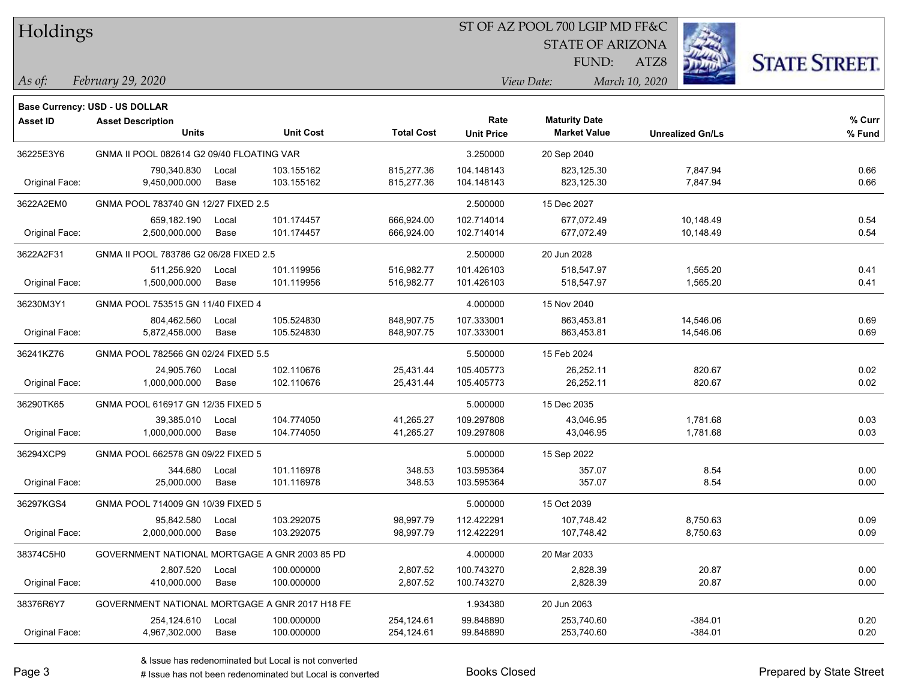# Holdings

ST OF AZ POOL 700 LGIP MD FF&C
STATE OF ARIZONA
FUND: ATZ8

*As of:* *February 29, 2020*

*View Date:* *March 10, 2020*

**Base Currency: USD - US DOLLAR**

| Asset ID | Asset Description / Units | | Unit Cost | Total Cost | Rate / Unit Price | Maturity Date / Market Value | Unrealized Gn/Ls | % Curr / % Fund |
|---|---|---|---|---|---|---|---|---|
| 36225E3Y6 | GNMA II POOL 082614 G2 09/40 FLOATING VAR | | | | 3.250000 | 20 Sep 2040 | | |
| | 790,340.830 | Local | 103.155162 | 815,277.36 | 104.148143 | 823,125.30 | 7,847.94 | 0.66 |
| Original Face: | 9,450,000.000 | Base | 103.155162 | 815,277.36 | 104.148143 | 823,125.30 | 7,847.94 | 0.66 |
| 3622A2EM0 | GNMA POOL 783740 GN 12/27 FIXED 2.5 | | | | 2.500000 | 15 Dec 2027 | | |
| | 659,182.190 | Local | 101.174457 | 666,924.00 | 102.714014 | 677,072.49 | 10,148.49 | 0.54 |
| Original Face: | 2,500,000.000 | Base | 101.174457 | 666,924.00 | 102.714014 | 677,072.49 | 10,148.49 | 0.54 |
| 3622A2F31 | GNMA II POOL 783786 G2 06/28 FIXED 2.5 | | | | 2.500000 | 20 Jun 2028 | | |
| | 511,256.920 | Local | 101.119956 | 516,982.77 | 101.426103 | 518,547.97 | 1,565.20 | 0.41 |
| Original Face: | 1,500,000.000 | Base | 101.119956 | 516,982.77 | 101.426103 | 518,547.97 | 1,565.20 | 0.41 |
| 36230M3Y1 | GNMA POOL 753515 GN 11/40 FIXED 4 | | | | 4.000000 | 15 Nov 2040 | | |
| | 804,462.560 | Local | 105.524830 | 848,907.75 | 107.333001 | 863,453.81 | 14,546.06 | 0.69 |
| Original Face: | 5,872,458.000 | Base | 105.524830 | 848,907.75 | 107.333001 | 863,453.81 | 14,546.06 | 0.69 |
| 36241KZ76 | GNMA POOL 782566 GN 02/24 FIXED 5.5 | | | | 5.500000 | 15 Feb 2024 | | |
| | 24,905.760 | Local | 102.110676 | 25,431.44 | 105.405773 | 26,252.11 | 820.67 | 0.02 |
| Original Face: | 1,000,000.000 | Base | 102.110676 | 25,431.44 | 105.405773 | 26,252.11 | 820.67 | 0.02 |
| 36290TK65 | GNMA POOL 616917 GN 12/35 FIXED 5 | | | | 5.000000 | 15 Dec 2035 | | |
| | 39,385.010 | Local | 104.774050 | 41,265.27 | 109.297808 | 43,046.95 | 1,781.68 | 0.03 |
| Original Face: | 1,000,000.000 | Base | 104.774050 | 41,265.27 | 109.297808 | 43,046.95 | 1,781.68 | 0.03 |
| 36294XCP9 | GNMA POOL 662578 GN 09/22 FIXED 5 | | | | 5.000000 | 15 Sep 2022 | | |
| | 344.680 | Local | 101.116978 | 348.53 | 103.595364 | 357.07 | 8.54 | 0.00 |
| Original Face: | 25,000.000 | Base | 101.116978 | 348.53 | 103.595364 | 357.07 | 8.54 | 0.00 |
| 36297KGS4 | GNMA POOL 714009 GN 10/39 FIXED 5 | | | | 5.000000 | 15 Oct 2039 | | |
| | 95,842.580 | Local | 103.292075 | 98,997.79 | 112.422291 | 107,748.42 | 8,750.63 | 0.09 |
| Original Face: | 2,000,000.000 | Base | 103.292075 | 98,997.79 | 112.422291 | 107,748.42 | 8,750.63 | 0.09 |
| 38374C5H0 | GOVERNMENT NATIONAL MORTGAGE A GNR 2003 85 PD | | | | 4.000000 | 20 Mar 2033 | | |
| | 2,807.520 | Local | 100.000000 | 2,807.52 | 100.743270 | 2,828.39 | 20.87 | 0.00 |
| Original Face: | 410,000.000 | Base | 100.000000 | 2,807.52 | 100.743270 | 2,828.39 | 20.87 | 0.00 |
| 38376R6Y7 | GOVERNMENT NATIONAL MORTGAGE A GNR 2017 H18 FE | | | | 1.934380 | 20 Jun 2063 | | |
| | 254,124.610 | Local | 100.000000 | 254,124.61 | 99.848890 | 253,740.60 | -384.01 | 0.20 |
| Original Face: | 4,967,302.000 | Base | 100.000000 | 254,124.61 | 99.848890 | 253,740.60 | -384.01 | 0.20 |

& Issue has redenominated but Local is not converted
# Issue has not been redenominated but Local is converted

Books Closed

Prepared by State Street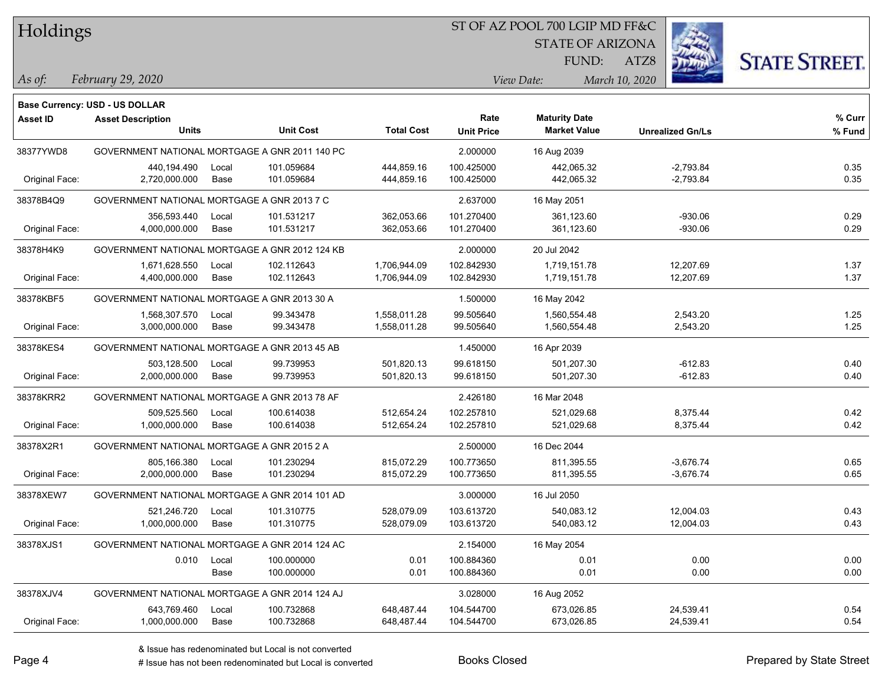# Holdings

ST OF AZ POOL 700 LGIP MD FF&C
STATE OF ARIZONA
FUND: ATZ8

*As of:* *February 29, 2020*
*View Date:* *March 10, 2020*

**Base Currency: USD - US DOLLAR**

| Asset ID | Asset Description / Units | | Unit Cost | Total Cost | Rate / Unit Price | Maturity Date / Market Value | Unrealized Gn/Ls | % Curr / % Fund |
|---|---|---|---|---|---|---|---|---|
| 38377YWD8 | GOVERNMENT NATIONAL MORTGAGE A GNR 2011 140 PC | | | | 2.000000 | 16 Aug 2039 | | |
| | 440,194.490 | Local | 101.059684 | 444,859.16 | 100.425000 | 442,065.32 | -2,793.84 | 0.35 |
| Original Face: | 2,720,000.000 | Base | 101.059684 | 444,859.16 | 100.425000 | 442,065.32 | -2,793.84 | 0.35 |
| 38378B4Q9 | GOVERNMENT NATIONAL MORTGAGE A GNR 2013 7 C | | | | 2.637000 | 16 May 2051 | | |
| | 356,593.440 | Local | 101.531217 | 362,053.66 | 101.270400 | 361,123.60 | -930.06 | 0.29 |
| Original Face: | 4,000,000.000 | Base | 101.531217 | 362,053.66 | 101.270400 | 361,123.60 | -930.06 | 0.29 |
| 38378H4K9 | GOVERNMENT NATIONAL MORTGAGE A GNR 2012 124 KB | | | | 2.000000 | 20 Jul 2042 | | |
| | 1,671,628.550 | Local | 102.112643 | 1,706,944.09 | 102.842930 | 1,719,151.78 | 12,207.69 | 1.37 |
| Original Face: | 4,400,000.000 | Base | 102.112643 | 1,706,944.09 | 102.842930 | 1,719,151.78 | 12,207.69 | 1.37 |
| 38378KBF5 | GOVERNMENT NATIONAL MORTGAGE A GNR 2013 30 A | | | | 1.500000 | 16 May 2042 | | |
| | 1,568,307.570 | Local | 99.343478 | 1,558,011.28 | 99.505640 | 1,560,554.48 | 2,543.20 | 1.25 |
| Original Face: | 3,000,000.000 | Base | 99.343478 | 1,558,011.28 | 99.505640 | 1,560,554.48 | 2,543.20 | 1.25 |
| 38378KES4 | GOVERNMENT NATIONAL MORTGAGE A GNR 2013 45 AB | | | | 1.450000 | 16 Apr 2039 | | |
| | 503,128.500 | Local | 99.739953 | 501,820.13 | 99.618150 | 501,207.30 | -612.83 | 0.40 |
| Original Face: | 2,000,000.000 | Base | 99.739953 | 501,820.13 | 99.618150 | 501,207.30 | -612.83 | 0.40 |
| 38378KRR2 | GOVERNMENT NATIONAL MORTGAGE A GNR 2013 78 AF | | | | 2.426180 | 16 Mar 2048 | | |
| | 509,525.560 | Local | 100.614038 | 512,654.24 | 102.257810 | 521,029.68 | 8,375.44 | 0.42 |
| Original Face: | 1,000,000.000 | Base | 100.614038 | 512,654.24 | 102.257810 | 521,029.68 | 8,375.44 | 0.42 |
| 38378X2R1 | GOVERNMENT NATIONAL MORTGAGE A GNR 2015 2 A | | | | 2.500000 | 16 Dec 2044 | | |
| | 805,166.380 | Local | 101.230294 | 815,072.29 | 100.773650 | 811,395.55 | -3,676.74 | 0.65 |
| Original Face: | 2,000,000.000 | Base | 101.230294 | 815,072.29 | 100.773650 | 811,395.55 | -3,676.74 | 0.65 |
| 38378XEW7 | GOVERNMENT NATIONAL MORTGAGE A GNR 2014 101 AD | | | | 3.000000 | 16 Jul 2050 | | |
| | 521,246.720 | Local | 101.310775 | 528,079.09 | 103.613720 | 540,083.12 | 12,004.03 | 0.43 |
| Original Face: | 1,000,000.000 | Base | 101.310775 | 528,079.09 | 103.613720 | 540,083.12 | 12,004.03 | 0.43 |
| 38378XJS1 | GOVERNMENT NATIONAL MORTGAGE A GNR 2014 124 AC | | | | 2.154000 | 16 May 2054 | | |
| | 0.010 | Local | 100.000000 | 0.01 | 100.884360 | 0.01 | 0.00 | 0.00 |
| | | Base | 100.000000 | 0.01 | 100.884360 | 0.01 | 0.00 | 0.00 |
| 38378XJV4 | GOVERNMENT NATIONAL MORTGAGE A GNR 2014 124 AJ | | | | 3.028000 | 16 Aug 2052 | | |
| | 643,769.460 | Local | 100.732868 | 648,487.44 | 104.544700 | 673,026.85 | 24,539.41 | 0.54 |
| Original Face: | 1,000,000.000 | Base | 100.732868 | 648,487.44 | 104.544700 | 673,026.85 | 24,539.41 | 0.54 |

& Issue has redenominated but Local is not converted
# Issue has not been redenominated but Local is converted

Books Closed

Prepared by State Street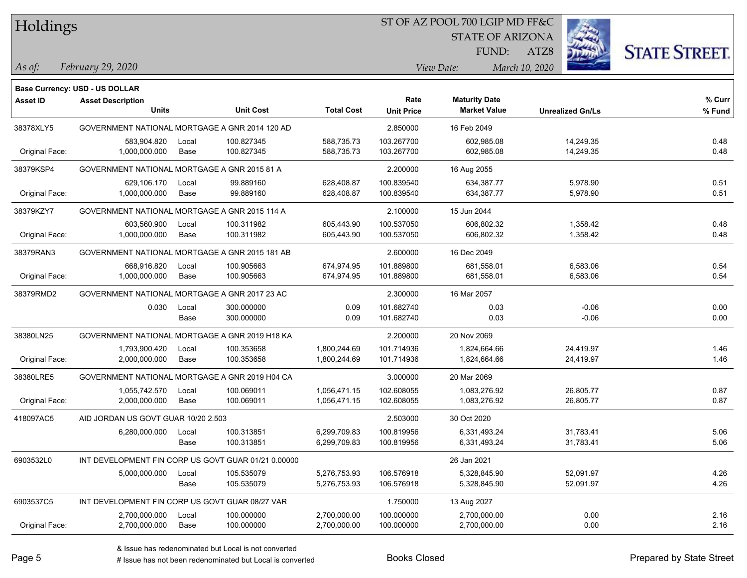# Holdings

ST OF AZ POOL 700 LGIP MD FF&C
STATE OF ARIZONA
FUND: ATZ8

*As of: February 29, 2020*

*View Date: March 10, 2020*

**Base Currency: USD - US DOLLAR**

| Asset ID | Asset Description / Units | | Unit Cost | Total Cost | Rate / Unit Price | Maturity Date / Market Value | Unrealized Gn/Ls | % Curr / % Fund |
|---|---|---|---|---|---|---|---|---|
| 38378XLY5 | GOVERNMENT NATIONAL MORTGAGE A GNR 2014 120 AD | | | | 2.850000 | 16 Feb 2049 | | |
| | 583,904.820 | Local | 100.827345 | 588,735.73 | 103.267700 | 602,985.08 | 14,249.35 | 0.48 |
| Original Face: | 1,000,000.000 | Base | 100.827345 | 588,735.73 | 103.267700 | 602,985.08 | 14,249.35 | 0.48 |
| 38379KSP4 | GOVERNMENT NATIONAL MORTGAGE A GNR 2015 81 A | | | | 2.200000 | 16 Aug 2055 | | |
| | 629,106.170 | Local | 99.889160 | 628,408.87 | 100.839540 | 634,387.77 | 5,978.90 | 0.51 |
| Original Face: | 1,000,000.000 | Base | 99.889160 | 628,408.87 | 100.839540 | 634,387.77 | 5,978.90 | 0.51 |
| 38379KZY7 | GOVERNMENT NATIONAL MORTGAGE A GNR 2015 114 A | | | | 2.100000 | 15 Jun 2044 | | |
| | 603,560.900 | Local | 100.311982 | 605,443.90 | 100.537050 | 606,802.32 | 1,358.42 | 0.48 |
| Original Face: | 1,000,000.000 | Base | 100.311982 | 605,443.90 | 100.537050 | 606,802.32 | 1,358.42 | 0.48 |
| 38379RAN3 | GOVERNMENT NATIONAL MORTGAGE A GNR 2015 181 AB | | | | 2.600000 | 16 Dec 2049 | | |
| | 668,916.820 | Local | 100.905663 | 674,974.95 | 101.889800 | 681,558.01 | 6,583.06 | 0.54 |
| Original Face: | 1,000,000.000 | Base | 100.905663 | 674,974.95 | 101.889800 | 681,558.01 | 6,583.06 | 0.54 |
| 38379RMD2 | GOVERNMENT NATIONAL MORTGAGE A GNR 2017 23 AC | | | | 2.300000 | 16 Mar 2057 | | |
| | 0.030 | Local | 300.000000 | 0.09 | 101.682740 | 0.03 | -0.06 | 0.00 |
| | | Base | 300.000000 | 0.09 | 101.682740 | 0.03 | -0.06 | 0.00 |
| 38380LN25 | GOVERNMENT NATIONAL MORTGAGE A GNR 2019 H18 KA | | | | 2.200000 | 20 Nov 2069 | | |
| | 1,793,900.420 | Local | 100.353658 | 1,800,244.69 | 101.714936 | 1,824,664.66 | 24,419.97 | 1.46 |
| Original Face: | 2,000,000.000 | Base | 100.353658 | 1,800,244.69 | 101.714936 | 1,824,664.66 | 24,419.97 | 1.46 |
| 38380LRE5 | GOVERNMENT NATIONAL MORTGAGE A GNR 2019 H04 CA | | | | 3.000000 | 20 Mar 2069 | | |
| | 1,055,742.570 | Local | 100.069011 | 1,056,471.15 | 102.608055 | 1,083,276.92 | 26,805.77 | 0.87 |
| Original Face: | 2,000,000.000 | Base | 100.069011 | 1,056,471.15 | 102.608055 | 1,083,276.92 | 26,805.77 | 0.87 |
| 418097AC5 | AID JORDAN US GOVT GUAR 10/20 2.503 | | | | 2.503000 | 30 Oct 2020 | | |
| | 6,280,000.000 | Local | 100.313851 | 6,299,709.83 | 100.819956 | 6,331,493.24 | 31,783.41 | 5.06 |
| | | Base | 100.313851 | 6,299,709.83 | 100.819956 | 6,331,493.24 | 31,783.41 | 5.06 |
| 6903532L0 | INT DEVELOPMENT FIN CORP US GOVT GUAR 01/21 0.00000 | | | | | 26 Jan 2021 | | |
| | 5,000,000.000 | Local | 105.535079 | 5,276,753.93 | 106.576918 | 5,328,845.90 | 52,091.97 | 4.26 |
| | | Base | 105.535079 | 5,276,753.93 | 106.576918 | 5,328,845.90 | 52,091.97 | 4.26 |
| 6903537C5 | INT DEVELOPMENT FIN CORP US GOVT GUAR 08/27 VAR | | | | 1.750000 | 13 Aug 2027 | | |
| | 2,700,000.000 | Local | 100.000000 | 2,700,000.00 | 100.000000 | 2,700,000.00 | 0.00 | 2.16 |
| Original Face: | 2,700,000.000 | Base | 100.000000 | 2,700,000.00 | 100.000000 | 2,700,000.00 | 0.00 | 2.16 |

& Issue has redenominated but Local is not converted

# Issue has not been redenominated but Local is converted

Books Closed

Prepared by State Street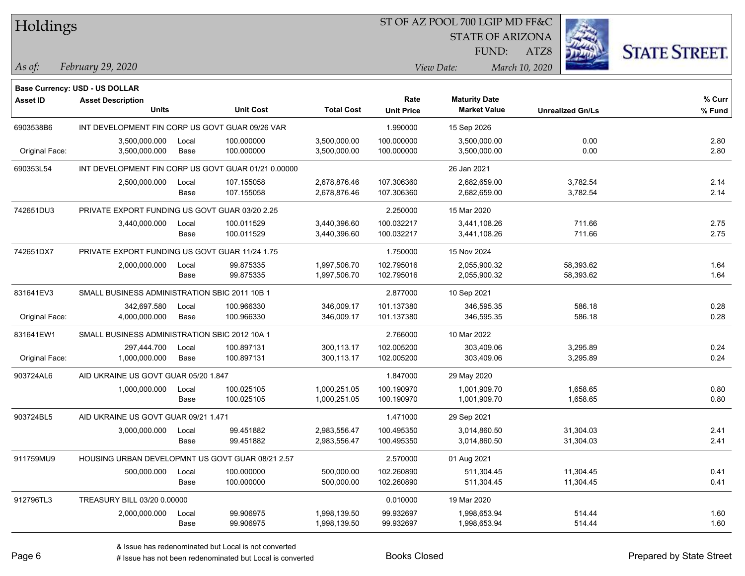# Holdings

ST OF AZ POOL 700 LGIP MD FF&C
STATE OF ARIZONA
FUND: ATZ8

*As of: February 29, 2020*  *View Date: March 10, 2020*

**Base Currency: USD - US DOLLAR**

| Asset ID | Asset Description / Units | | Unit Cost | Total Cost | Rate / Unit Price | Maturity Date / Market Value | Unrealized Gn/Ls | % Curr / % Fund |
|---|---|---|---|---|---|---|---|---|
| 6903538B6 | INT DEVELOPMENT FIN CORP US GOVT GUAR 09/26 VAR | | | | 1.990000 | 15 Sep 2026 | | |
| | 3,500,000.000 | Local | 100.000000 | 3,500,000.00 | 100.000000 | 3,500,000.00 | 0.00 | 2.80 |
| Original Face: | 3,500,000.000 | Base | 100.000000 | 3,500,000.00 | 100.000000 | 3,500,000.00 | 0.00 | 2.80 |
| 690353L54 | INT DEVELOPMENT FIN CORP US GOVT GUAR 01/21 0.00000 | | | | | 26 Jan 2021 | | |
| | 2,500,000.000 | Local | 107.155058 | 2,678,876.46 | 107.306360 | 2,682,659.00 | 3,782.54 | 2.14 |
| | | Base | 107.155058 | 2,678,876.46 | 107.306360 | 2,682,659.00 | 3,782.54 | 2.14 |
| 742651DU3 | PRIVATE EXPORT FUNDING US GOVT GUAR 03/20 2.25 | | | | 2.250000 | 15 Mar 2020 | | |
| | 3,440,000.000 | Local | 100.011529 | 3,440,396.60 | 100.032217 | 3,441,108.26 | 711.66 | 2.75 |
| | | Base | 100.011529 | 3,440,396.60 | 100.032217 | 3,441,108.26 | 711.66 | 2.75 |
| 742651DX7 | PRIVATE EXPORT FUNDING US GOVT GUAR 11/24 1.75 | | | | 1.750000 | 15 Nov 2024 | | |
| | 2,000,000.000 | Local | 99.875335 | 1,997,506.70 | 102.795016 | 2,055,900.32 | 58,393.62 | 1.64 |
| | | Base | 99.875335 | 1,997,506.70 | 102.795016 | 2,055,900.32 | 58,393.62 | 1.64 |
| 831641EV3 | SMALL BUSINESS ADMINISTRATION SBIC 2011 10B 1 | | | | 2.877000 | 10 Sep 2021 | | |
| | 342,697.580 | Local | 100.966330 | 346,009.17 | 101.137380 | 346,595.35 | 586.18 | 0.28 |
| Original Face: | 4,000,000.000 | Base | 100.966330 | 346,009.17 | 101.137380 | 346,595.35 | 586.18 | 0.28 |
| 831641EW1 | SMALL BUSINESS ADMINISTRATION SBIC 2012 10A 1 | | | | 2.766000 | 10 Mar 2022 | | |
| | 297,444.700 | Local | 100.897131 | 300,113.17 | 102.005200 | 303,409.06 | 3,295.89 | 0.24 |
| Original Face: | 1,000,000.000 | Base | 100.897131 | 300,113.17 | 102.005200 | 303,409.06 | 3,295.89 | 0.24 |
| 903724AL6 | AID UKRAINE US GOVT GUAR 05/20 1.847 | | | | 1.847000 | 29 May 2020 | | |
| | 1,000,000.000 | Local | 100.025105 | 1,000,251.05 | 100.190970 | 1,001,909.70 | 1,658.65 | 0.80 |
| | | Base | 100.025105 | 1,000,251.05 | 100.190970 | 1,001,909.70 | 1,658.65 | 0.80 |
| 903724BL5 | AID UKRAINE US GOVT GUAR 09/21 1.471 | | | | 1.471000 | 29 Sep 2021 | | |
| | 3,000,000.000 | Local | 99.451882 | 2,983,556.47 | 100.495350 | 3,014,860.50 | 31,304.03 | 2.41 |
| | | Base | 99.451882 | 2,983,556.47 | 100.495350 | 3,014,860.50 | 31,304.03 | 2.41 |
| 911759MU9 | HOUSING URBAN DEVELOPMNT US GOVT GUAR 08/21 2.57 | | | | 2.570000 | 01 Aug 2021 | | |
| | 500,000.000 | Local | 100.000000 | 500,000.00 | 102.260890 | 511,304.45 | 11,304.45 | 0.41 |
| | | Base | 100.000000 | 500,000.00 | 102.260890 | 511,304.45 | 11,304.45 | 0.41 |
| 912796TL3 | TREASURY BILL 03/20 0.00000 | | | | 0.010000 | 19 Mar 2020 | | |
| | 2,000,000.000 | Local | 99.906975 | 1,998,139.50 | 99.932697 | 1,998,653.94 | 514.44 | 1.60 |
| | | Base | 99.906975 | 1,998,139.50 | 99.932697 | 1,998,653.94 | 514.44 | 1.60 |

& Issue has redenominated but Local is not converted
# Issue has not been redenominated but Local is converted

Books Closed

Prepared by State Street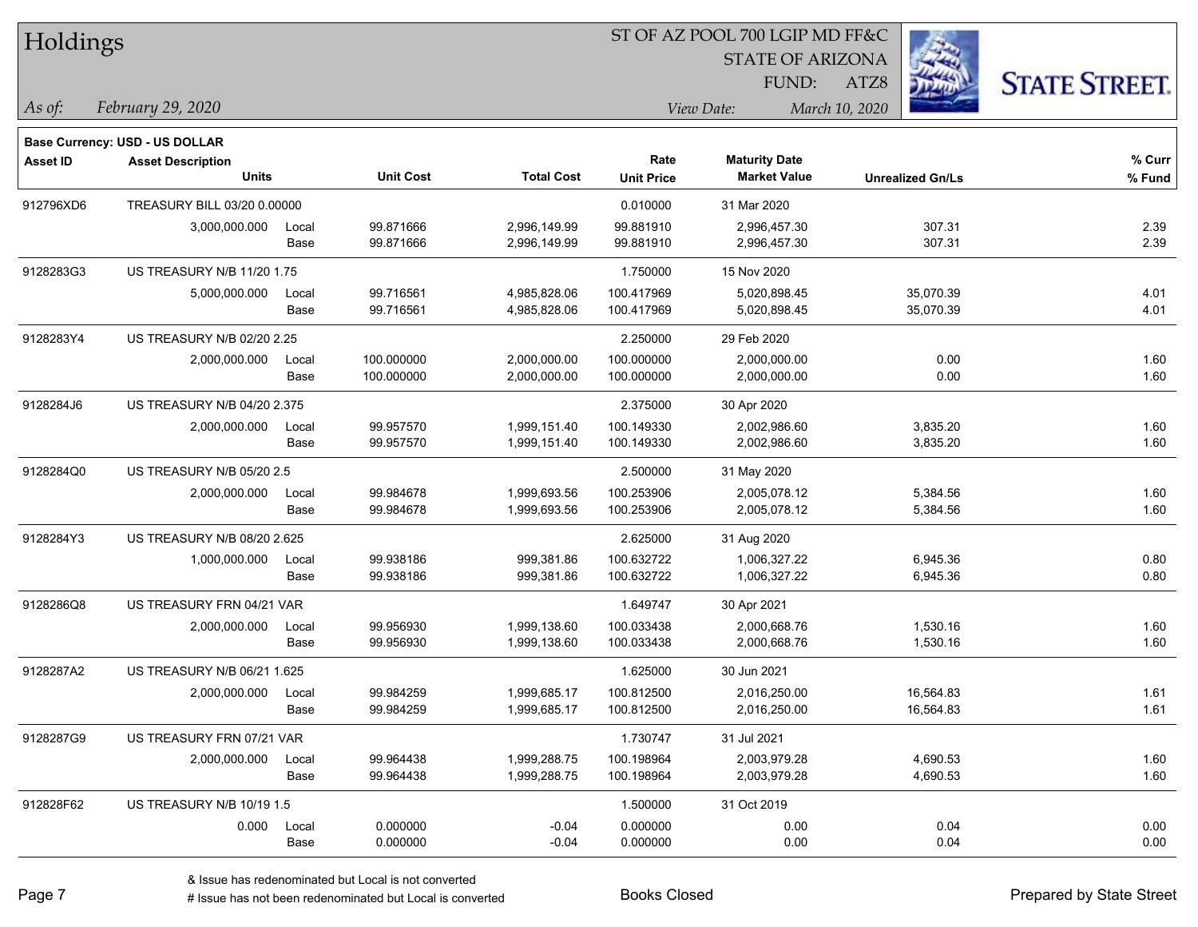**Base Currency: USD - US DOLLAR**

| Asset ID | Asset Description | | Unit Cost | Total Cost | Rate | Maturity Date | Unrealized Gn/Ls | % Curr |
|---|---|---|---|---|---|---|---|---|
| | Units | | | | Unit Price | Market Value | | % Fund |
| 912796XD6 | TREASURY BILL 03/20 0.00000 | | | | 0.010000 | 31 Mar 2020 | | |
| | 3,000,000.000 | Local | 99.871666 | 2,996,149.99 | 99.881910 | 2,996,457.30 | 307.31 | 2.39 |
| | | Base | 99.871666 | 2,996,149.99 | 99.881910 | 2,996,457.30 | 307.31 | 2.39 |
| 9128283G3 | US TREASURY N/B 11/20 1.75 | | | | 1.750000 | 15 Nov 2020 | | |
| | 5,000,000.000 | Local | 99.716561 | 4,985,828.06 | 100.417969 | 5,020,898.45 | 35,070.39 | 4.01 |
| | | Base | 99.716561 | 4,985,828.06 | 100.417969 | 5,020,898.45 | 35,070.39 | 4.01 |
| 9128283Y4 | US TREASURY N/B 02/20 2.25 | | | | 2.250000 | 29 Feb 2020 | | |
| | 2,000,000.000 | Local | 100.000000 | 2,000,000.00 | 100.000000 | 2,000,000.00 | 0.00 | 1.60 |
| | | Base | 100.000000 | 2,000,000.00 | 100.000000 | 2,000,000.00 | 0.00 | 1.60 |
| 9128284J6 | US TREASURY N/B 04/20 2.375 | | | | 2.375000 | 30 Apr 2020 | | |
| | 2,000,000.000 | Local | 99.957570 | 1,999,151.40 | 100.149330 | 2,002,986.60 | 3,835.20 | 1.60 |
| | | Base | 99.957570 | 1,999,151.40 | 100.149330 | 2,002,986.60 | 3,835.20 | 1.60 |
| 9128284Q0 | US TREASURY N/B 05/20 2.5 | | | | 2.500000 | 31 May 2020 | | |
| | 2,000,000.000 | Local | 99.984678 | 1,999,693.56 | 100.253906 | 2,005,078.12 | 5,384.56 | 1.60 |
| | | Base | 99.984678 | 1,999,693.56 | 100.253906 | 2,005,078.12 | 5,384.56 | 1.60 |
| 9128284Y3 | US TREASURY N/B 08/20 2.625 | | | | 2.625000 | 31 Aug 2020 | | |
| | 1,000,000.000 | Local | 99.938186 | 999,381.86 | 100.632722 | 1,006,327.22 | 6,945.36 | 0.80 |
| | | Base | 99.938186 | 999,381.86 | 100.632722 | 1,006,327.22 | 6,945.36 | 0.80 |
| 9128286Q8 | US TREASURY FRN 04/21 VAR | | | | 1.649747 | 30 Apr 2021 | | |
| | 2,000,000.000 | Local | 99.956930 | 1,999,138.60 | 100.033438 | 2,000,668.76 | 1,530.16 | 1.60 |
| | | Base | 99.956930 | 1,999,138.60 | 100.033438 | 2,000,668.76 | 1,530.16 | 1.60 |
| 9128287A2 | US TREASURY N/B 06/21 1.625 | | | | 1.625000 | 30 Jun 2021 | | |
| | 2,000,000.000 | Local | 99.984259 | 1,999,685.17 | 100.812500 | 2,016,250.00 | 16,564.83 | 1.61 |
| | | Base | 99.984259 | 1,999,685.17 | 100.812500 | 2,016,250.00 | 16,564.83 | 1.61 |
| 9128287G9 | US TREASURY FRN 07/21 VAR | | | | 1.730747 | 31 Jul 2021 | | |
| | 2,000,000.000 | Local | 99.964438 | 1,999,288.75 | 100.198964 | 2,003,979.28 | 4,690.53 | 1.60 |
| | | Base | 99.964438 | 1,999,288.75 | 100.198964 | 2,003,979.28 | 4,690.53 | 1.60 |
| 912828F62 | US TREASURY N/B 10/19 1.5 | | | | 1.500000 | 31 Oct 2019 | | |
| | 0.000 | Local | 0.000000 | -0.04 | 0.000000 | 0.00 | 0.04 | 0.00 |
| | | Base | 0.000000 | -0.04 | 0.000000 | 0.00 | 0.04 | 0.00 |

& Issue has redenominated but Local is not converted

# Issue has not been redenominated but Local is converted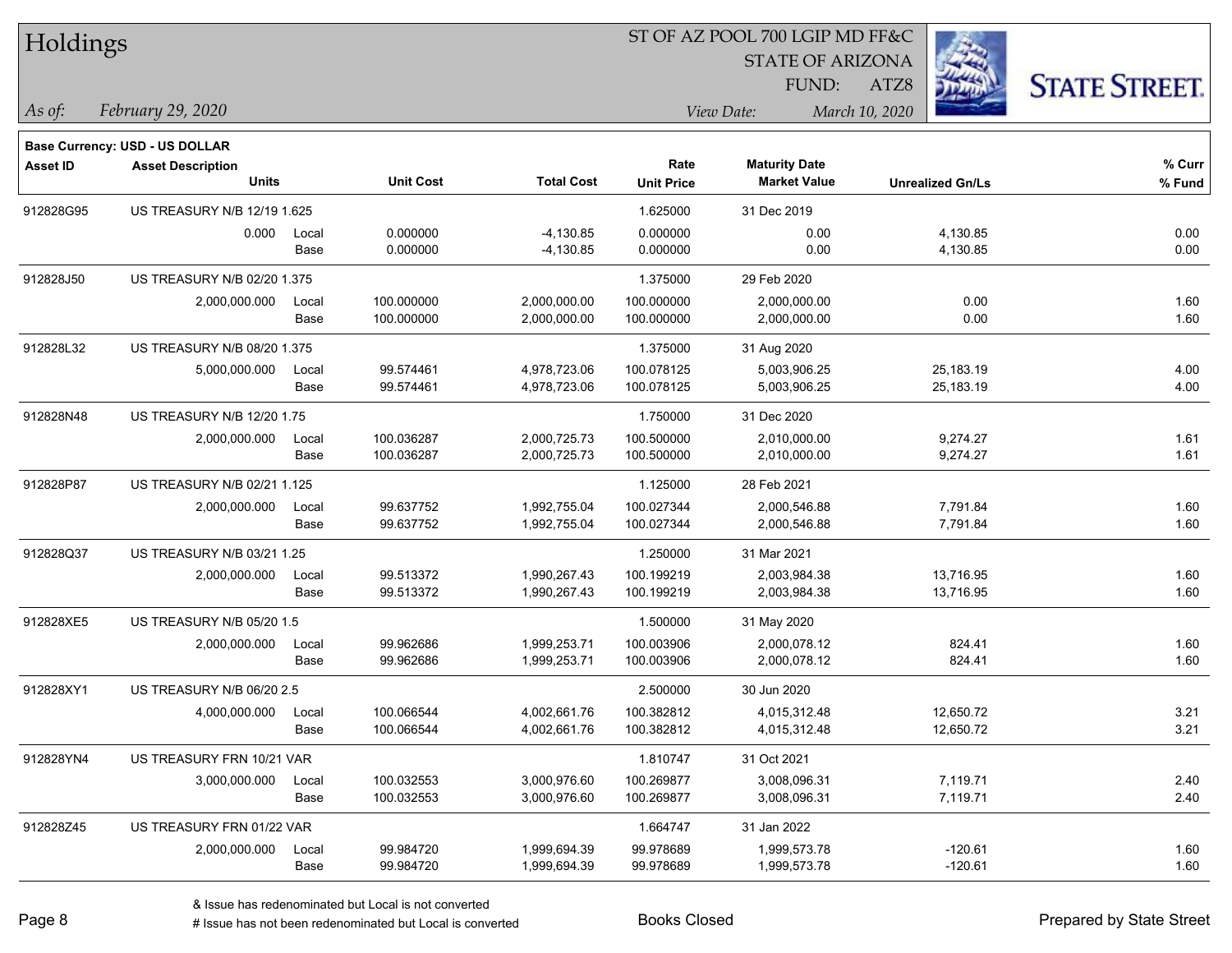# Holdings

ST OF AZ POOL 700 LGIP MD FF&C
STATE OF ARIZONA
FUND: ATZ8

*As of:* *February 29, 2020*
*View Date:* *March 10, 2020*

**Base Currency: USD - US DOLLAR**

| Asset ID | Asset Description Units | | Unit Cost | Total Cost | Rate Unit Price | Maturity Date Market Value | Unrealized Gn/Ls | % Curr % Fund |
|---|---|---|---|---|---|---|---|---|
| 912828G95 | US TREASURY N/B 12/19 1.625 | | | | 1.625000 | 31 Dec 2019 | | |
| | 0.000 | Local | 0.000000 | -4,130.85 | 0.000000 | 0.00 | 4,130.85 | 0.00 |
| | | Base | 0.000000 | -4,130.85 | 0.000000 | 0.00 | 4,130.85 | 0.00 |
| 912828J50 | US TREASURY N/B 02/20 1.375 | | | | 1.375000 | 29 Feb 2020 | | |
| | 2,000,000.000 | Local | 100.000000 | 2,000,000.00 | 100.000000 | 2,000,000.00 | 0.00 | 1.60 |
| | | Base | 100.000000 | 2,000,000.00 | 100.000000 | 2,000,000.00 | 0.00 | 1.60 |
| 912828L32 | US TREASURY N/B 08/20 1.375 | | | | 1.375000 | 31 Aug 2020 | | |
| | 5,000,000.000 | Local | 99.574461 | 4,978,723.06 | 100.078125 | 5,003,906.25 | 25,183.19 | 4.00 |
| | | Base | 99.574461 | 4,978,723.06 | 100.078125 | 5,003,906.25 | 25,183.19 | 4.00 |
| 912828N48 | US TREASURY N/B 12/20 1.75 | | | | 1.750000 | 31 Dec 2020 | | |
| | 2,000,000.000 | Local | 100.036287 | 2,000,725.73 | 100.500000 | 2,010,000.00 | 9,274.27 | 1.61 |
| | | Base | 100.036287 | 2,000,725.73 | 100.500000 | 2,010,000.00 | 9,274.27 | 1.61 |
| 912828P87 | US TREASURY N/B 02/21 1.125 | | | | 1.125000 | 28 Feb 2021 | | |
| | 2,000,000.000 | Local | 99.637752 | 1,992,755.04 | 100.027344 | 2,000,546.88 | 7,791.84 | 1.60 |
| | | Base | 99.637752 | 1,992,755.04 | 100.027344 | 2,000,546.88 | 7,791.84 | 1.60 |
| 912828Q37 | US TREASURY N/B 03/21 1.25 | | | | 1.250000 | 31 Mar 2021 | | |
| | 2,000,000.000 | Local | 99.513372 | 1,990,267.43 | 100.199219 | 2,003,984.38 | 13,716.95 | 1.60 |
| | | Base | 99.513372 | 1,990,267.43 | 100.199219 | 2,003,984.38 | 13,716.95 | 1.60 |
| 912828XE5 | US TREASURY N/B 05/20 1.5 | | | | 1.500000 | 31 May 2020 | | |
| | 2,000,000.000 | Local | 99.962686 | 1,999,253.71 | 100.003906 | 2,000,078.12 | 824.41 | 1.60 |
| | | Base | 99.962686 | 1,999,253.71 | 100.003906 | 2,000,078.12 | 824.41 | 1.60 |
| 912828XY1 | US TREASURY N/B 06/20 2.5 | | | | 2.500000 | 30 Jun 2020 | | |
| | 4,000,000.000 | Local | 100.066544 | 4,002,661.76 | 100.382812 | 4,015,312.48 | 12,650.72 | 3.21 |
| | | Base | 100.066544 | 4,002,661.76 | 100.382812 | 4,015,312.48 | 12,650.72 | 3.21 |
| 912828YN4 | US TREASURY FRN 10/21 VAR | | | | 1.810747 | 31 Oct 2021 | | |
| | 3,000,000.000 | Local | 100.032553 | 3,000,976.60 | 100.269877 | 3,008,096.31 | 7,119.71 | 2.40 |
| | | Base | 100.032553 | 3,000,976.60 | 100.269877 | 3,008,096.31 | 7,119.71 | 2.40 |
| 912828Z45 | US TREASURY FRN 01/22 VAR | | | | 1.664747 | 31 Jan 2022 | | |
| | 2,000,000.000 | Local | 99.984720 | 1,999,694.39 | 99.978689 | 1,999,573.78 | -120.61 | 1.60 |
| | | Base | 99.984720 | 1,999,694.39 | 99.978689 | 1,999,573.78 | -120.61 | 1.60 |

& Issue has redenominated but Local is not converted
# Issue has not been redenominated but Local is converted

Books Closed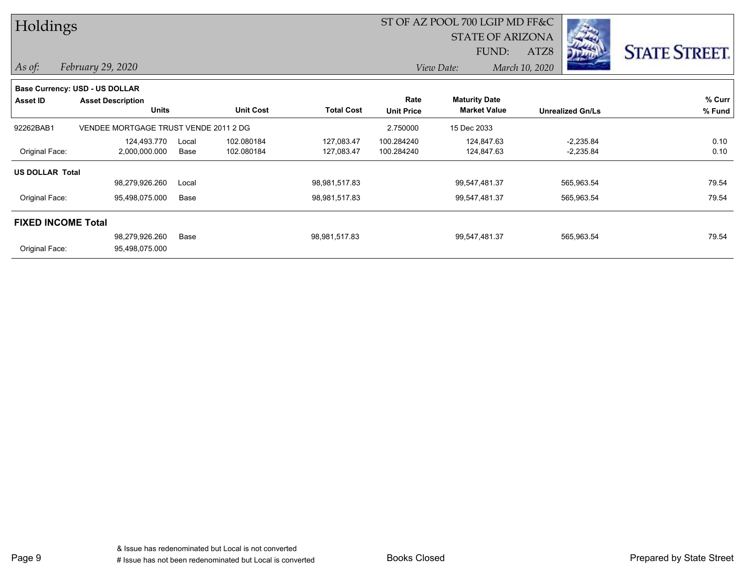# Holdings

ST OF AZ POOL 700 LGIP MD FF&C
STATE OF ARIZONA
FUND: ATZ8

*As of:* *February 29, 2020*

*View Date:* *March 10, 2020*

STATE STREET.

**Base Currency: USD - US DOLLAR**

| Asset ID | Asset Description Units | | Unit Cost | Total Cost | Rate Unit Price | Maturity Date Market Value | Unrealized Gn/Ls | % Curr % Fund |
|---|---|---|---|---|---|---|---|---|
| 92262BAB1 | VENDEE MORTGAGE TRUST VENDE 2011 2 DG | | | | 2.750000 | 15 Dec 2033 | | |
| | 124,493.770 | Local | 102.080184 | 127,083.47 | 100.284240 | 124,847.63 | -2,235.84 | 0.10 |
| Original Face: | 2,000,000.000 | Base | 102.080184 | 127,083.47 | 100.284240 | 124,847.63 | -2,235.84 | 0.10 |
| **US DOLLAR Total** | | | | | | | | |
| | 98,279,926.260 | Local | | 98,981,517.83 | | 99,547,481.37 | 565,963.54 | 79.54 |
| Original Face: | 95,498,075.000 | Base | | 98,981,517.83 | | 99,547,481.37 | 565,963.54 | 79.54 |
| **FIXED INCOME Total** | | | | | | | | |
| | 98,279,926.260 | Base | | 98,981,517.83 | | 99,547,481.37 | 565,963.54 | 79.54 |
| Original Face: | 95,498,075.000 | | | | | | | |

& Issue has redenominated but Local is not converted
# Issue has not been redenominated but Local is converted

Books Closed

Prepared by State Street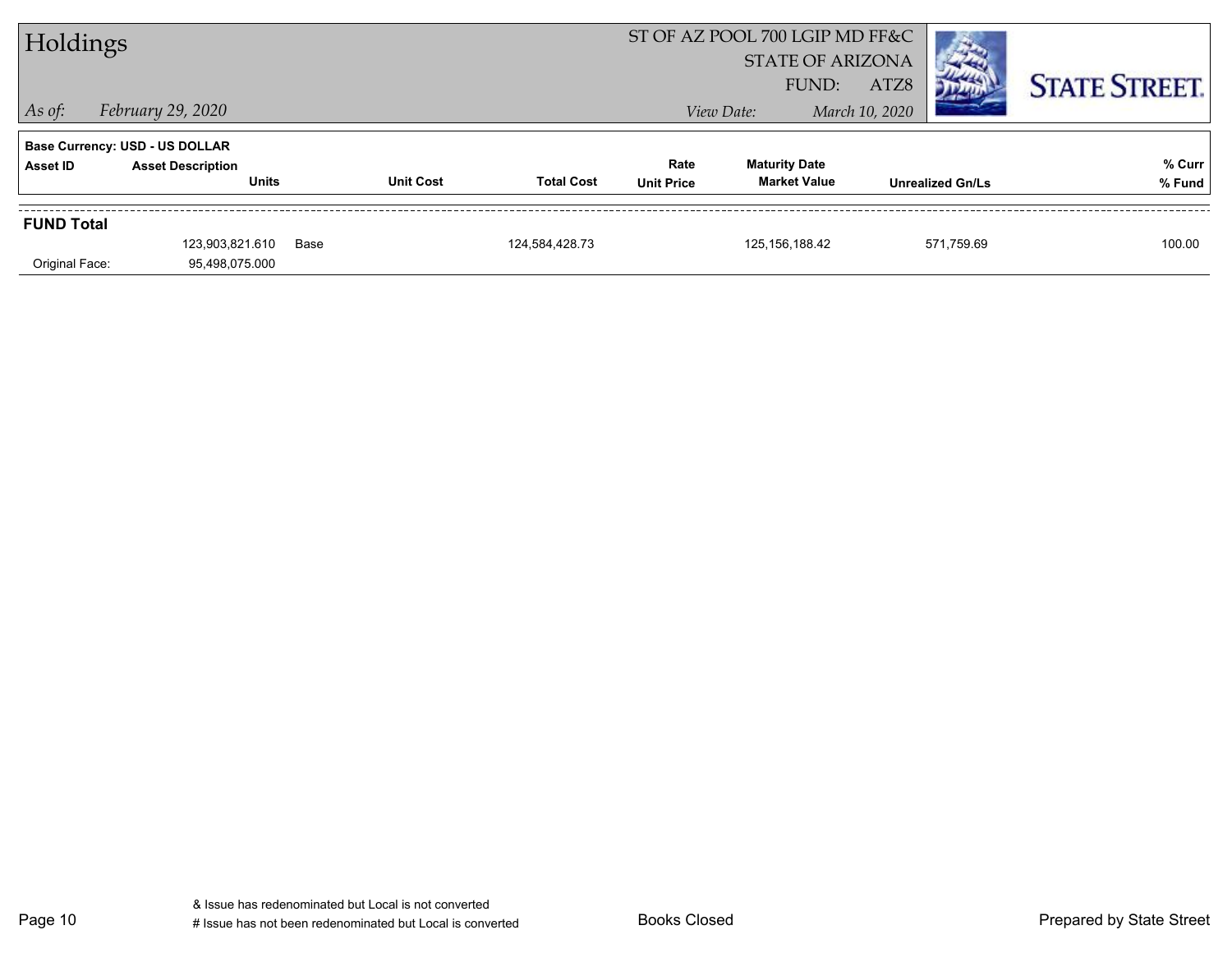# Holdings

ST OF AZ POOL 700 LGIP MD FF&C
STATE OF ARIZONA
FUND: ATZ8

*As of:* *February 29, 2020*

*View Date:* *March 10, 2020*

STATE STREET.

**Base Currency: USD - US DOLLAR**

| Asset ID | Asset Description / Units | Unit Cost | Total Cost | Rate / Unit Price | Maturity Date / Market Value | Unrealized Gn/Ls | % Curr / % Fund |
|---|---|---|---|---|---|---|---|
| **FUND Total** | | | | | | | |
| | 123,903,821.610 | Base | 124,584,428.73 | | 125,156,188.42 | 571,759.69 | 100.00 |
| Original Face: | 95,498,075.000 | | | | | | |

& Issue has redenominated but Local is not converted
# Issue has not been redenominated but Local is converted

Books Closed

Prepared by State Street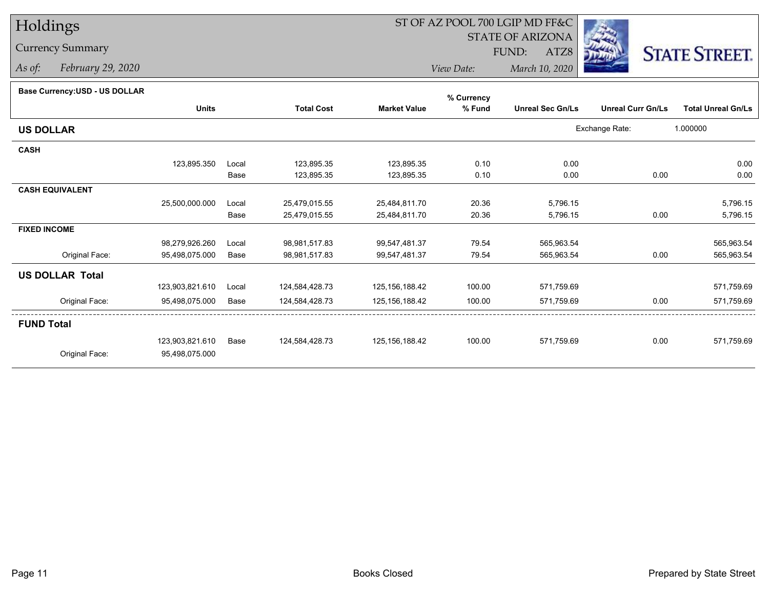# Holdings

## Currency Summary

*As of:* *February 29, 2020*

ST OF AZ POOL 700 LGIP MD FF&C
STATE OF ARIZONA
FUND: ATZ8

*View Date:* *March 10, 2020*

**Base Currency:USD - US DOLLAR**

| | Units | | Total Cost | Market Value | % Currency % Fund | Unreal Sec Gn/Ls | Unreal Curr Gn/Ls | Total Unreal Gn/Ls |
|---|---|---|---|---|---|---|---|---|
| **US DOLLAR** | | | | | | Exchange Rate: | 1.000000 | |
| **CASH** | | | | | | | | |
| | 123,895.350 | Local | 123,895.35 | 123,895.35 | 0.10 | 0.00 | | 0.00 |
| | | Base | 123,895.35 | 123,895.35 | 0.10 | 0.00 | 0.00 | 0.00 |
| **CASH EQUIVALENT** | | | | | | | | |
| | 25,500,000.000 | Local | 25,479,015.55 | 25,484,811.70 | 20.36 | 5,796.15 | | 5,796.15 |
| | | Base | 25,479,015.55 | 25,484,811.70 | 20.36 | 5,796.15 | 0.00 | 5,796.15 |
| **FIXED INCOME** | | | | | | | | |
| | 98,279,926.260 | Local | 98,981,517.83 | 99,547,481.37 | 79.54 | 565,963.54 | | 565,963.54 |
| Original Face: | 95,498,075.000 | Base | 98,981,517.83 | 99,547,481.37 | 79.54 | 565,963.54 | 0.00 | 565,963.54 |
| **US DOLLAR Total** | | | | | | | | |
| | 123,903,821.610 | Local | 124,584,428.73 | 125,156,188.42 | 100.00 | 571,759.69 | | 571,759.69 |
| Original Face: | 95,498,075.000 | Base | 124,584,428.73 | 125,156,188.42 | 100.00 | 571,759.69 | 0.00 | 571,759.69 |
| **FUND Total** | | | | | | | | |
| | 123,903,821.610 | Base | 124,584,428.73 | 125,156,188.42 | 100.00 | 571,759.69 | 0.00 | 571,759.69 |
| Original Face: | 95,498,075.000 | | | | | | | |

Books Closed

Prepared by State Street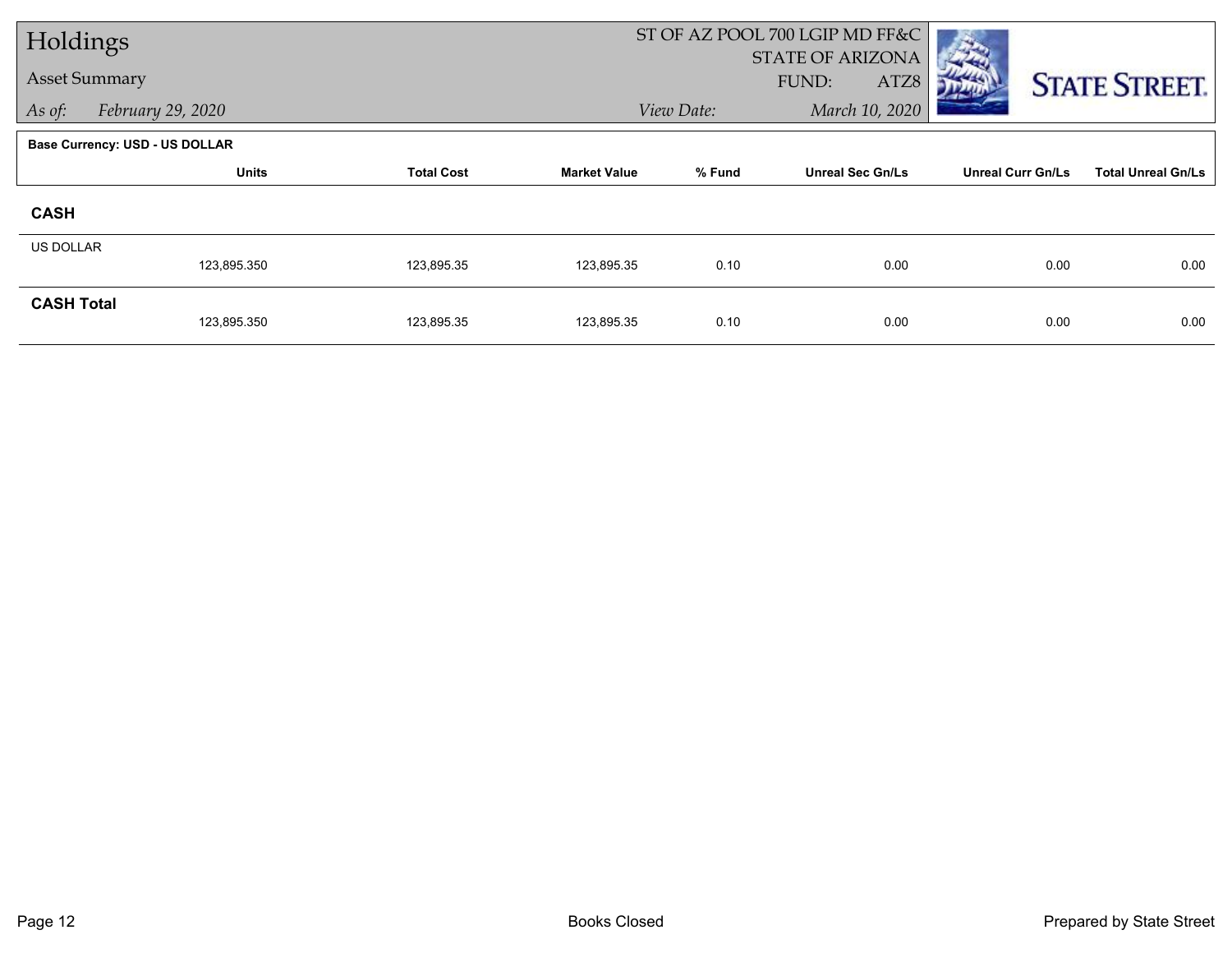# Holdings

## Asset Summary

*As of:* *February 29, 2020*

ST OF AZ POOL 700 LGIP MD FF&C
STATE OF ARIZONA
FUND: ATZ8
*View Date:* *March 10, 2020*

**Base Currency: USD - US DOLLAR**

| | Units | Total Cost | Market Value | % Fund | Unreal Sec Gn/Ls | Unreal Curr Gn/Ls | Total Unreal Gn/Ls |
|---|---|---|---|---|---|---|---|
| **CASH** | | | | | | | |
| US DOLLAR | 123,895.350 | 123,895.35 | 123,895.35 | 0.10 | 0.00 | 0.00 | 0.00 |
| **CASH Total** | 123,895.350 | 123,895.35 | 123,895.35 | 0.10 | 0.00 | 0.00 | 0.00 |

Books Closed

Prepared by State Street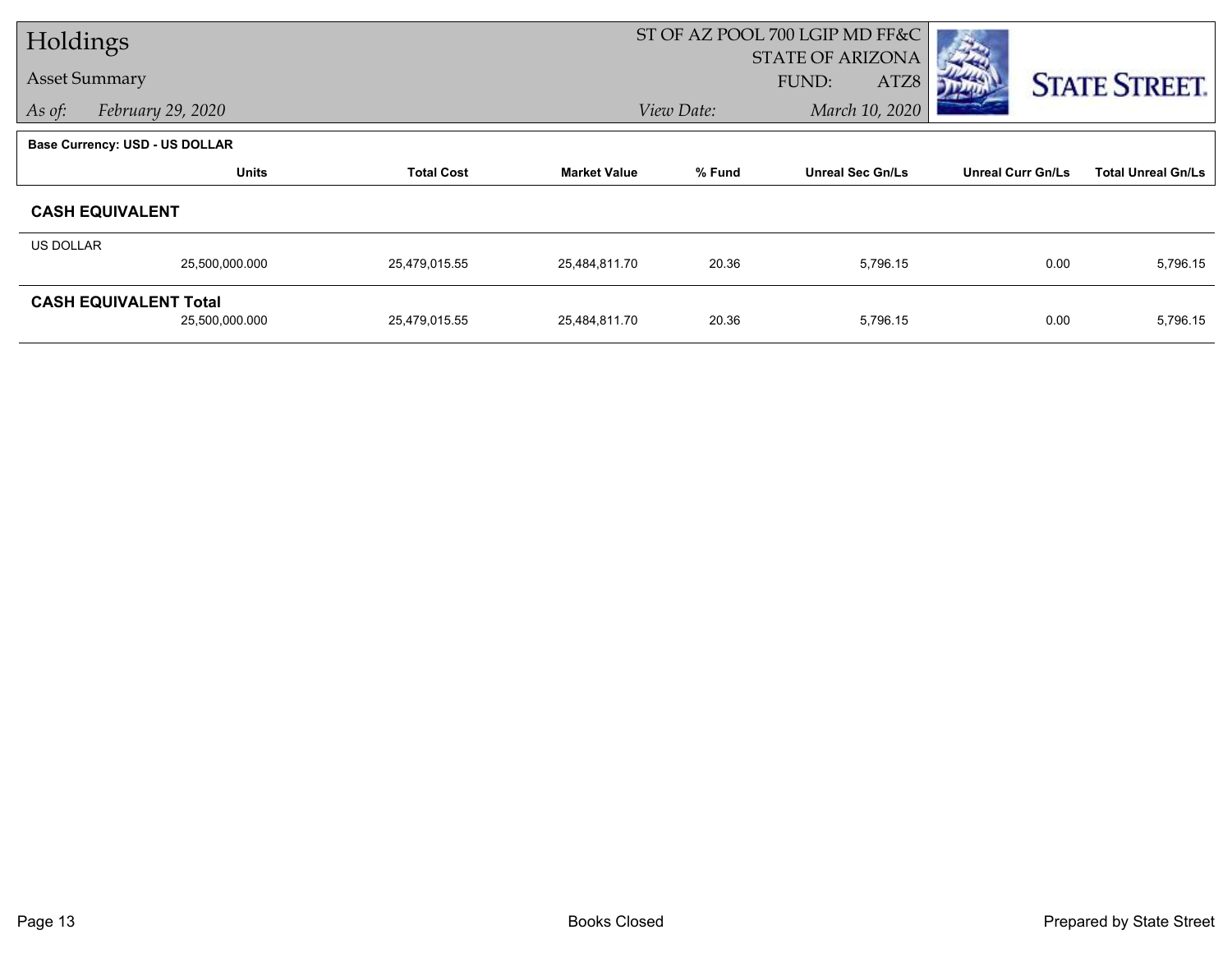# Holdings

## Asset Summary

*As of:* *February 29, 2020*

ST OF AZ POOL 700 LGIP MD FF&C
STATE OF ARIZONA
FUND: ATZ8
*View Date:* *March 10, 2020*

**Base Currency: USD - US DOLLAR**

| | Units | Total Cost | Market Value | % Fund | Unreal Sec Gn/Ls | Unreal Curr Gn/Ls | Total Unreal Gn/Ls |
|---|---|---|---|---|---|---|---|
| **CASH EQUIVALENT** | | | | | | | |
| US DOLLAR | 25,500,000.000 | 25,479,015.55 | 25,484,811.70 | 20.36 | 5,796.15 | 0.00 | 5,796.15 |
| **CASH EQUIVALENT Total** | 25,500,000.000 | 25,479,015.55 | 25,484,811.70 | 20.36 | 5,796.15 | 0.00 | 5,796.15 |

Books Closed

Prepared by State Street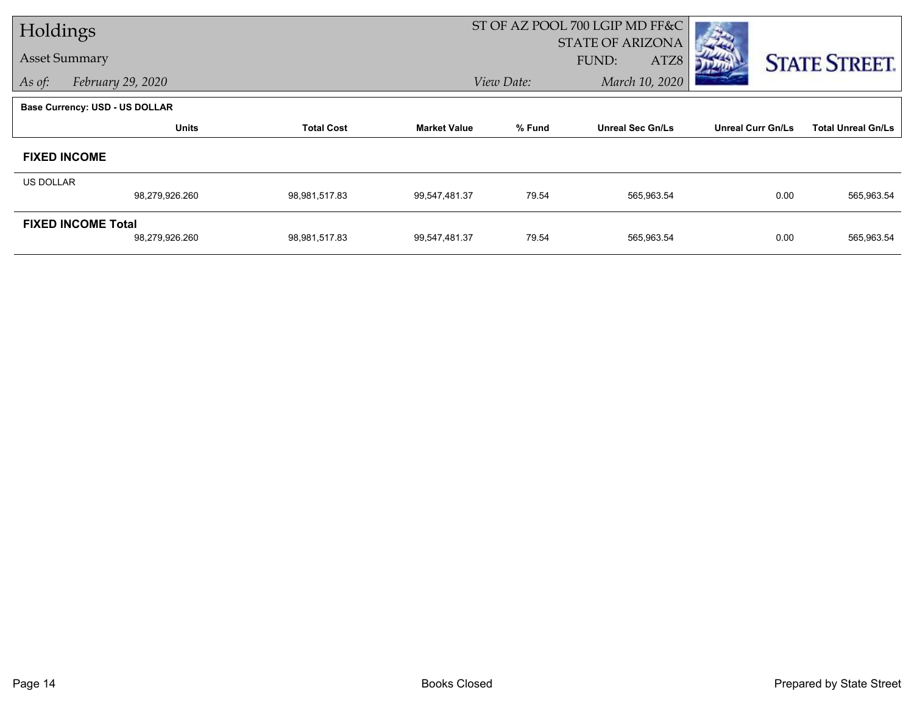# Holdings

## Asset Summary

*As of:* *February 29, 2020*

ST OF AZ POOL 700 LGIP MD FF&C
STATE OF ARIZONA
FUND: ATZ8
*View Date:* *March 10, 2020*

**Base Currency: USD - US DOLLAR**

| | Units | Total Cost | Market Value | % Fund | Unreal Sec Gn/Ls | Unreal Curr Gn/Ls | Total Unreal Gn/Ls |
|---|---|---|---|---|---|---|---|
| **FIXED INCOME** | | | | | | | |
| US DOLLAR | 98,279,926.260 | 98,981,517.83 | 99,547,481.37 | 79.54 | 565,963.54 | 0.00 | 565,963.54 |
| **FIXED INCOME Total** | 98,279,926.260 | 98,981,517.83 | 99,547,481.37 | 79.54 | 565,963.54 | 0.00 | 565,963.54 |

Books Closed

Prepared by State Street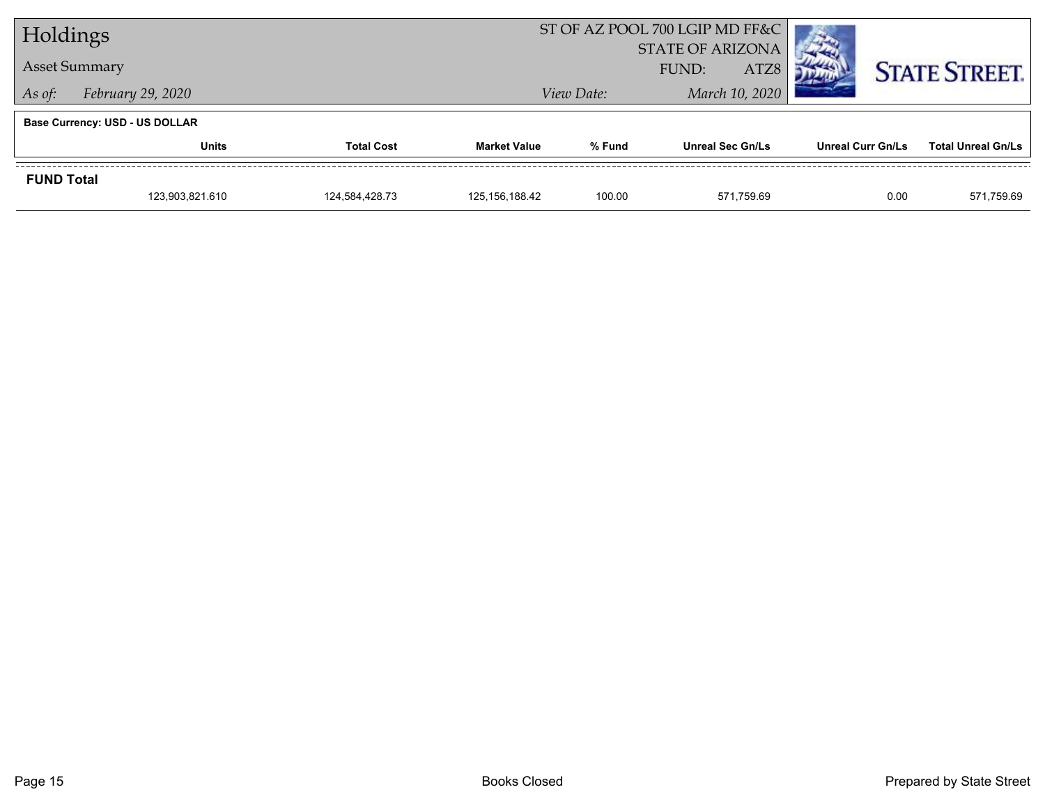# Holdings

**Asset Summary**

*As of:* *February 29, 2020*

ST OF AZ POOL 700 LGIP MD FF&C
STATE OF ARIZONA
FUND: ATZ8

*View Date:* *March 10, 2020*

STATE STREET.

**Base Currency: USD - US DOLLAR**

| | Units | Total Cost | Market Value | % Fund | Unreal Sec Gn/Ls | Unreal Curr Gn/Ls | Total Unreal Gn/Ls |
|---|---|---|---|---|---|---|---|
| **FUND Total** | | | | | | | |
| | 123,903,821.610 | 124,584,428.73 | 125,156,188.42 | 100.00 | 571,759.69 | 0.00 | 571,759.69 |

Books Closed

Prepared by State Street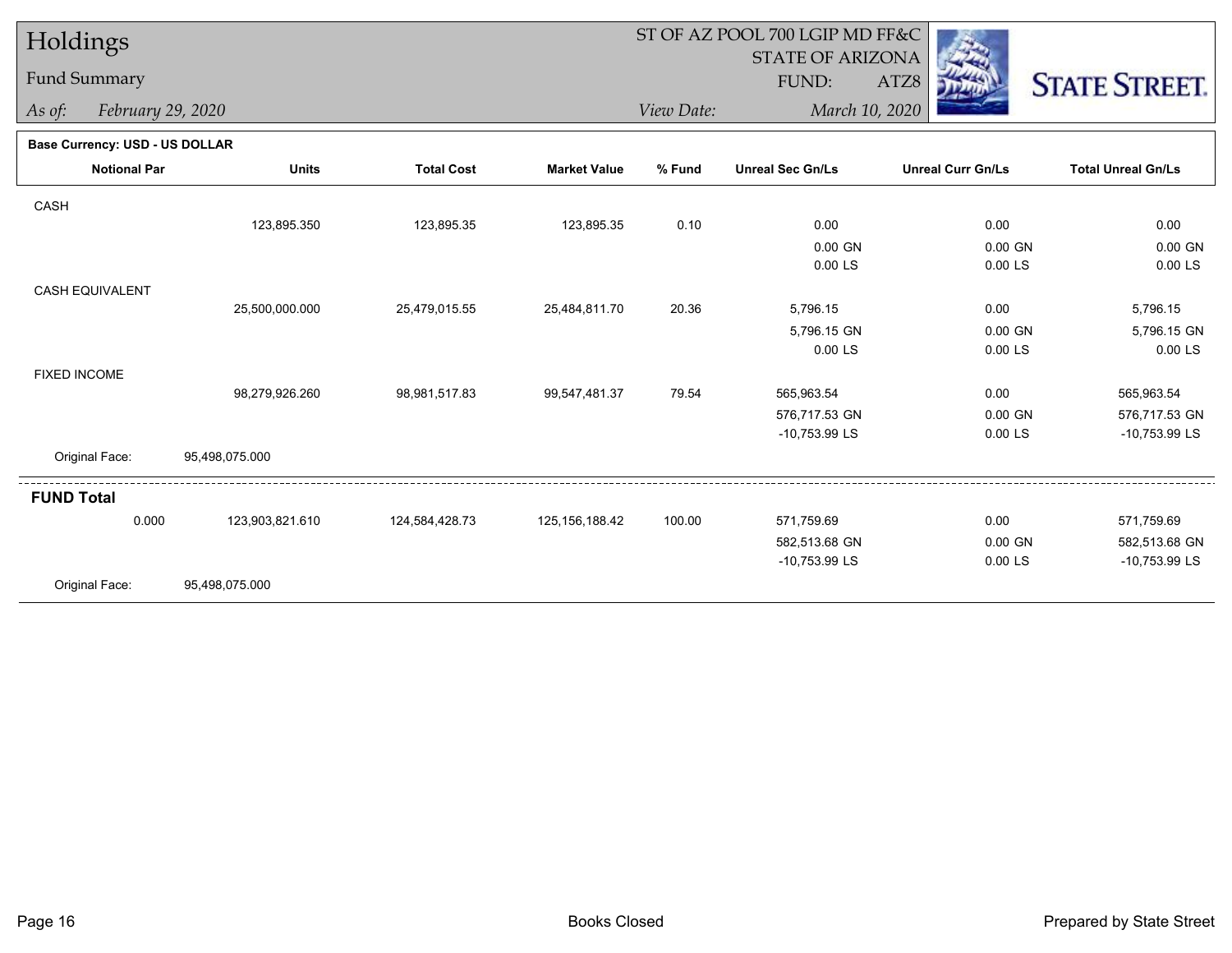# Holdings

## Fund Summary

*As of:* *February 29, 2020*

ST OF AZ POOL 700 LGIP MD FF&C
STATE OF ARIZONA
FUND: ATZ8

*View Date:* *March 10, 2020*

STATE STREET.

**Base Currency: USD - US DOLLAR**

| Notional Par | Units | Total Cost | Market Value | % Fund | Unreal Sec Gn/Ls | Unreal Curr Gn/Ls | Total Unreal Gn/Ls |
|---|---|---|---|---|---|---|---|
| CASH | | | | | | | |
| | 123,895.350 | 123,895.35 | 123,895.35 | 0.10 | 0.00 | 0.00 | 0.00 |
| | | | | | 0.00 GN | 0.00 GN | 0.00 GN |
| | | | | | 0.00 LS | 0.00 LS | 0.00 LS |
| CASH EQUIVALENT | | | | | | | |
| | 25,500,000.000 | 25,479,015.55 | 25,484,811.70 | 20.36 | 5,796.15 | 0.00 | 5,796.15 |
| | | | | | 5,796.15 GN | 0.00 GN | 5,796.15 GN |
| | | | | | 0.00 LS | 0.00 LS | 0.00 LS |
| FIXED INCOME | | | | | | | |
| | 98,279,926.260 | 98,981,517.83 | 99,547,481.37 | 79.54 | 565,963.54 | 0.00 | 565,963.54 |
| | | | | | 576,717.53 GN | 0.00 GN | 576,717.53 GN |
| | | | | | -10,753.99 LS | 0.00 LS | -10,753.99 LS |
| Original Face: | 95,498,075.000 | | | | | | |
| **FUND Total** | | | | | | | |
| 0.000 | 123,903,821.610 | 124,584,428.73 | 125,156,188.42 | 100.00 | 571,759.69 | 0.00 | 571,759.69 |
| | | | | | 582,513.68 GN | 0.00 GN | 582,513.68 GN |
| | | | | | -10,753.99 LS | 0.00 LS | -10,753.99 LS |
| Original Face: | 95,498,075.000 | | | | | | |

Books Closed

Prepared by State Street